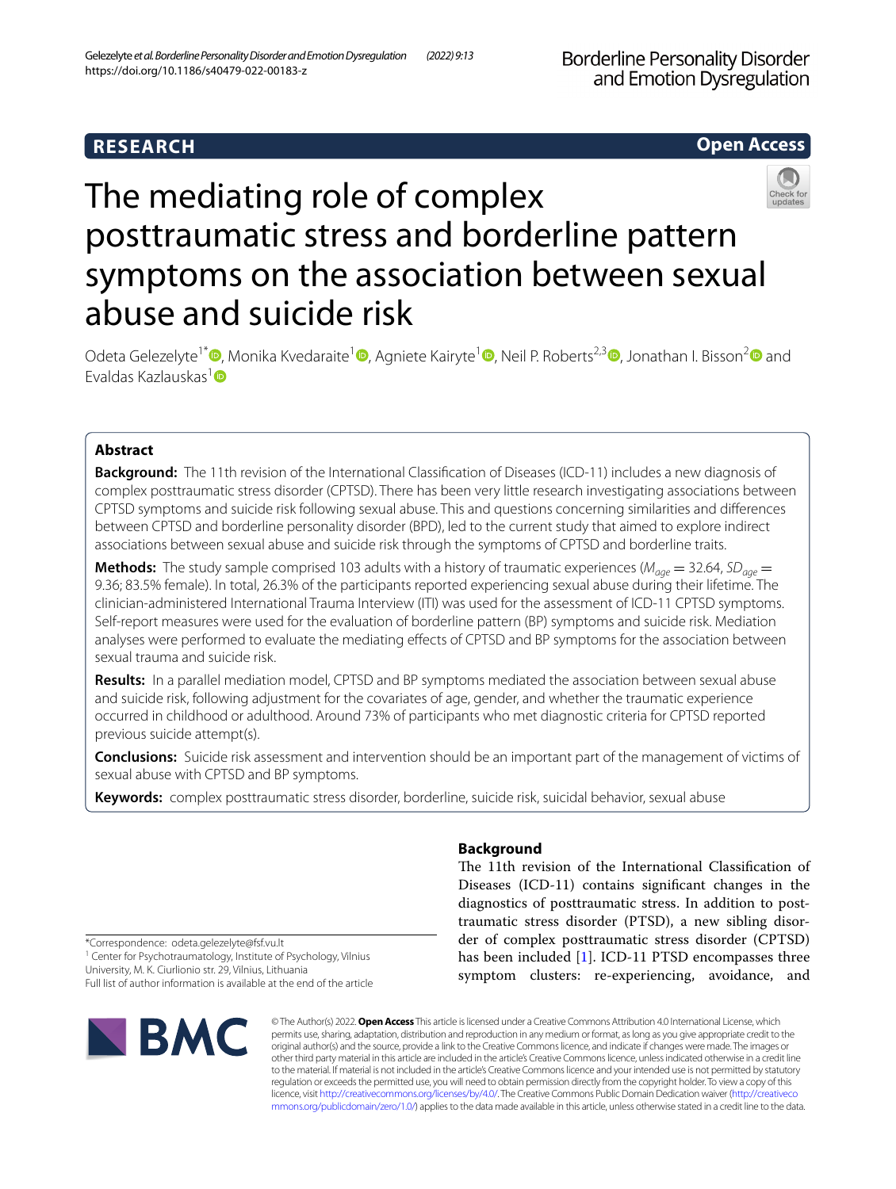RESEARCH

Open Access

# The mediating role of complex posttraumatic stress and borderline pattern symptoms on the association between sexual abuse and suicide risk

Odeta Gelezelyte[1*], Monika Kvedaraite[1], Agniete Kairyte[1], Neil P. Roberts[2,3], Jonathan I. Bisson[2] and Evaldas Kazlauskas[1]

## Abstract

**Background:** The 11th revision of the International Classification of Diseases (ICD-11) includes a new diagnosis of complex posttraumatic stress disorder (CPTSD). There has been very little research investigating associations between CPTSD symptoms and suicide risk following sexual abuse. This and questions concerning similarities and differences between CPTSD and borderline personality disorder (BPD), led to the current study that aimed to explore indirect associations between sexual abuse and suicide risk through the symptoms of CPTSD and borderline traits.

**Methods:** The study sample comprised 103 adults with a history of traumatic experiences ($M_{age}$ = 32.64, $SD_{age}$ = 9.36; 83.5% female). In total, 26.3% of the participants reported experiencing sexual abuse during their lifetime. The clinician-administered International Trauma Interview (ITI) was used for the assessment of ICD-11 CPTSD symptoms. Self-report measures were used for the evaluation of borderline pattern (BP) symptoms and suicide risk. Mediation analyses were performed to evaluate the mediating effects of CPTSD and BP symptoms for the association between sexual trauma and suicide risk.

**Results:** In a parallel mediation model, CPTSD and BP symptoms mediated the association between sexual abuse and suicide risk, following adjustment for the covariates of age, gender, and whether the traumatic experience occurred in childhood or adulthood. Around 73% of participants who met diagnostic criteria for CPTSD reported previous suicide attempt(s).

**Conclusions:** Suicide risk assessment and intervention should be an important part of the management of victims of sexual abuse with CPTSD and BP symptoms.

**Keywords:** complex posttraumatic stress disorder, borderline, suicide risk, suicidal behavior, sexual abuse

*Correspondence: odeta.gelezelyte@fsf.vu.lt

[1] Center for Psychotraumatology, Institute of Psychology, Vilnius University, M. K. Ciurlionio str. 29, Vilnius, Lithuania

Full list of author information is available at the end of the article

## Background

The 11th revision of the International Classification of Diseases (ICD-11) contains significant changes in the diagnostics of posttraumatic stress. In addition to posttraumatic stress disorder (PTSD), a new sibling disorder of complex posttraumatic stress disorder (CPTSD) has been included [1]. ICD-11 PTSD encompasses three symptom clusters: re-experiencing, avoidance, and

© The Author(s) 2022. **Open Access** This article is licensed under a Creative Commons Attribution 4.0 International License, which permits use, sharing, adaptation, distribution and reproduction in any medium or format, as long as you give appropriate credit to the original author(s) and the source, provide a link to the Creative Commons licence, and indicate if changes were made. The images or other third party material in this article are included in the article's Creative Commons licence, unless indicated otherwise in a credit line to the material. If material is not included in the article's Creative Commons licence and your intended use is not permitted by statutory regulation or exceeds the permitted use, you will need to obtain permission directly from the copyright holder. To view a copy of this licence, visit http://creativecommons.org/licenses/by/4.0/. The Creative Commons Public Domain Dedication waiver (http://creativecommons.org/publicdomain/zero/1.0/) applies to the data made available in this article, unless otherwise stated in a credit line to the data.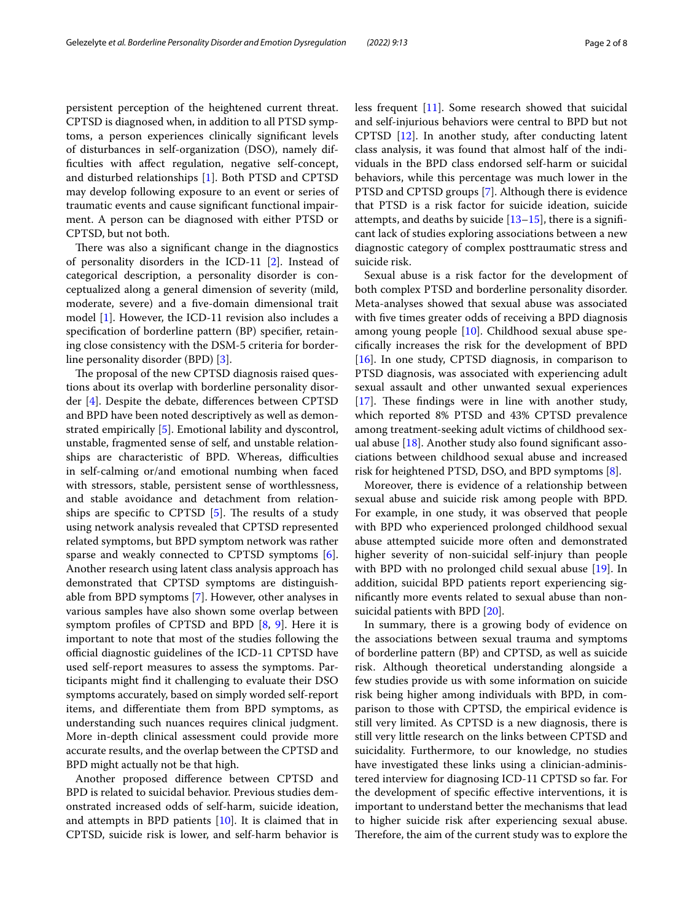persistent perception of the heightened current threat. CPTSD is diagnosed when, in addition to all PTSD symptoms, a person experiences clinically significant levels of disturbances in self-organization (DSO), namely difficulties with affect regulation, negative self-concept, and disturbed relationships [1]. Both PTSD and CPTSD may develop following exposure to an event or series of traumatic events and cause significant functional impairment. A person can be diagnosed with either PTSD or CPTSD, but not both.

There was also a significant change in the diagnostics of personality disorders in the ICD-11 [2]. Instead of categorical description, a personality disorder is conceptualized along a general dimension of severity (mild, moderate, severe) and a five-domain dimensional trait model [1]. However, the ICD-11 revision also includes a specification of borderline pattern (BP) specifier, retaining close consistency with the DSM-5 criteria for borderline personality disorder (BPD) [3].

The proposal of the new CPTSD diagnosis raised questions about its overlap with borderline personality disorder [4]. Despite the debate, differences between CPTSD and BPD have been noted descriptively as well as demonstrated empirically [5]. Emotional lability and dyscontrol, unstable, fragmented sense of self, and unstable relationships are characteristic of BPD. Whereas, difficulties in self-calming or/and emotional numbing when faced with stressors, stable, persistent sense of worthlessness, and stable avoidance and detachment from relationships are specific to CPTSD [5]. The results of a study using network analysis revealed that CPTSD represented related symptoms, but BPD symptom network was rather sparse and weakly connected to CPTSD symptoms [6]. Another research using latent class analysis approach has demonstrated that CPTSD symptoms are distinguishable from BPD symptoms [7]. However, other analyses in various samples have also shown some overlap between symptom profiles of CPTSD and BPD [8, 9]. Here it is important to note that most of the studies following the official diagnostic guidelines of the ICD-11 CPTSD have used self-report measures to assess the symptoms. Participants might find it challenging to evaluate their DSO symptoms accurately, based on simply worded self-report items, and differentiate them from BPD symptoms, as understanding such nuances requires clinical judgment. More in-depth clinical assessment could provide more accurate results, and the overlap between the CPTSD and BPD might actually not be that high.

Another proposed difference between CPTSD and BPD is related to suicidal behavior. Previous studies demonstrated increased odds of self-harm, suicide ideation, and attempts in BPD patients [10]. It is claimed that in CPTSD, suicide risk is lower, and self-harm behavior is less frequent [11]. Some research showed that suicidal and self-injurious behaviors were central to BPD but not CPTSD [12]. In another study, after conducting latent class analysis, it was found that almost half of the individuals in the BPD class endorsed self-harm or suicidal behaviors, while this percentage was much lower in the PTSD and CPTSD groups [7]. Although there is evidence that PTSD is a risk factor for suicide ideation, suicide attempts, and deaths by suicide [13–15], there is a significant lack of studies exploring associations between a new diagnostic category of complex posttraumatic stress and suicide risk.

Sexual abuse is a risk factor for the development of both complex PTSD and borderline personality disorder. Meta-analyses showed that sexual abuse was associated with five times greater odds of receiving a BPD diagnosis among young people [10]. Childhood sexual abuse specifically increases the risk for the development of BPD [16]. In one study, CPTSD diagnosis, in comparison to PTSD diagnosis, was associated with experiencing adult sexual assault and other unwanted sexual experiences [17]. These findings were in line with another study, which reported 8% PTSD and 43% CPTSD prevalence among treatment-seeking adult victims of childhood sexual abuse [18]. Another study also found significant associations between childhood sexual abuse and increased risk for heightened PTSD, DSO, and BPD symptoms [8].

Moreover, there is evidence of a relationship between sexual abuse and suicide risk among people with BPD. For example, in one study, it was observed that people with BPD who experienced prolonged childhood sexual abuse attempted suicide more often and demonstrated higher severity of non-suicidal self-injury than people with BPD with no prolonged child sexual abuse [19]. In addition, suicidal BPD patients report experiencing significantly more events related to sexual abuse than non-suicidal patients with BPD [20].

In summary, there is a growing body of evidence on the associations between sexual trauma and symptoms of borderline pattern (BP) and CPTSD, as well as suicide risk. Although theoretical understanding alongside a few studies provide us with some information on suicide risk being higher among individuals with BPD, in comparison to those with CPTSD, the empirical evidence is still very limited. As CPTSD is a new diagnosis, there is still very little research on the links between CPTSD and suicidality. Furthermore, to our knowledge, no studies have investigated these links using a clinician-administered interview for diagnosing ICD-11 CPTSD so far. For the development of specific effective interventions, it is important to understand better the mechanisms that lead to higher suicide risk after experiencing sexual abuse. Therefore, the aim of the current study was to explore the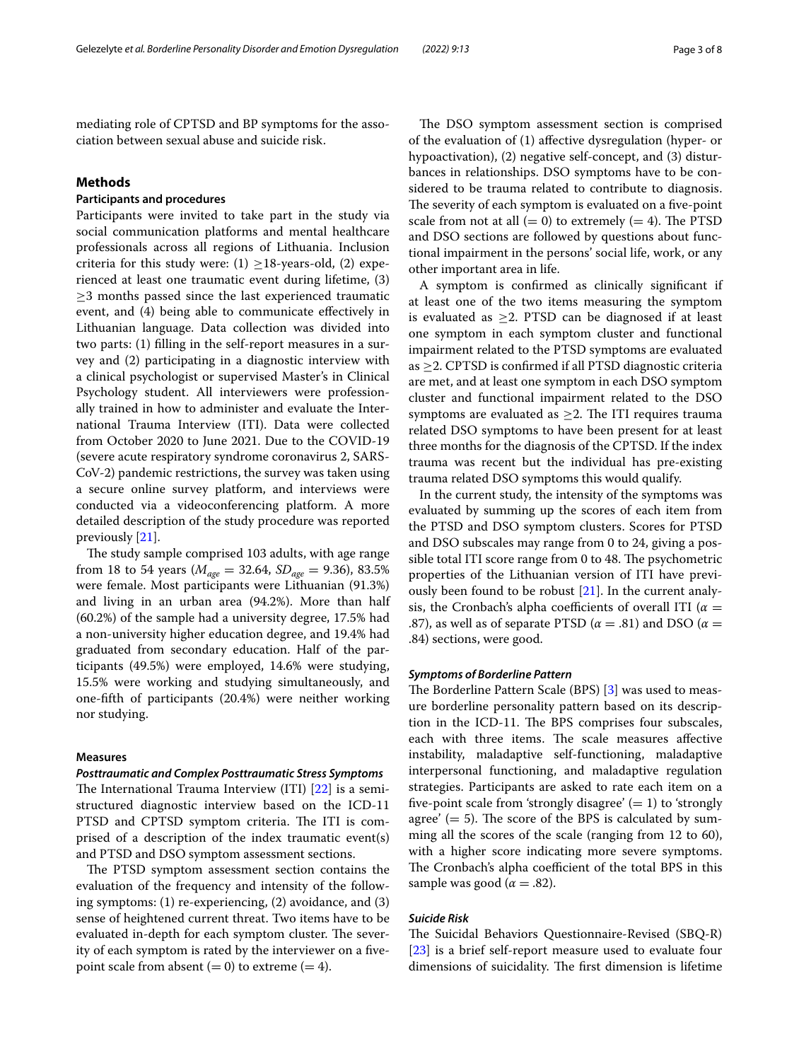mediating role of CPTSD and BP symptoms for the association between sexual abuse and suicide risk.

## Methods

### Participants and procedures

Participants were invited to take part in the study via social communication platforms and mental healthcare professionals across all regions of Lithuania. Inclusion criteria for this study were: (1) ≥18-years-old, (2) experienced at least one traumatic event during lifetime, (3) ≥3 months passed since the last experienced traumatic event, and (4) being able to communicate effectively in Lithuanian language. Data collection was divided into two parts: (1) filling in the self-report measures in a survey and (2) participating in a diagnostic interview with a clinical psychologist or supervised Master's in Clinical Psychology student. All interviewers were professionally trained in how to administer and evaluate the International Trauma Interview (ITI). Data were collected from October 2020 to June 2021. Due to the COVID-19 (severe acute respiratory syndrome coronavirus 2, SARS-CoV-2) pandemic restrictions, the survey was taken using a secure online survey platform, and interviews were conducted via a videoconferencing platform. A more detailed description of the study procedure was reported previously [21].

The study sample comprised 103 adults, with age range from 18 to 54 years ($M_{age}$ = 32.64, $SD_{age}$ = 9.36), 83.5% were female. Most participants were Lithuanian (91.3%) and living in an urban area (94.2%). More than half (60.2%) of the sample had a university degree, 17.5% had a non-university higher education degree, and 19.4% had graduated from secondary education. Half of the participants (49.5%) were employed, 14.6% were studying, 15.5% were working and studying simultaneously, and one-fifth of participants (20.4%) were neither working nor studying.

### Measures

#### *Posttraumatic and Complex Posttraumatic Stress Symptoms*

The International Trauma Interview (ITI) [22] is a semi-structured diagnostic interview based on the ICD-11 PTSD and CPTSD symptom criteria. The ITI is comprised of a description of the index traumatic event(s) and PTSD and DSO symptom assessment sections.

The PTSD symptom assessment section contains the evaluation of the frequency and intensity of the following symptoms: (1) re-experiencing, (2) avoidance, and (3) sense of heightened current threat. Two items have to be evaluated in-depth for each symptom cluster. The severity of each symptom is rated by the interviewer on a five-point scale from absent (= 0) to extreme (= 4).

The DSO symptom assessment section is comprised of the evaluation of (1) affective dysregulation (hyper- or hypoactivation), (2) negative self-concept, and (3) disturbances in relationships. DSO symptoms have to be considered to be trauma related to contribute to diagnosis. The severity of each symptom is evaluated on a five-point scale from not at all (= 0) to extremely (= 4). The PTSD and DSO sections are followed by questions about functional impairment in the persons' social life, work, or any other important area in life.

A symptom is confirmed as clinically significant if at least one of the two items measuring the symptom is evaluated as ≥2. PTSD can be diagnosed if at least one symptom in each symptom cluster and functional impairment related to the PTSD symptoms are evaluated as ≥2. CPTSD is confirmed if all PTSD diagnostic criteria are met, and at least one symptom in each DSO symptom cluster and functional impairment related to the DSO symptoms are evaluated as ≥2. The ITI requires trauma related DSO symptoms to have been present for at least three months for the diagnosis of the CPTSD. If the index trauma was recent but the individual has pre-existing trauma related DSO symptoms this would qualify.

In the current study, the intensity of the symptoms was evaluated by summing up the scores of each item from the PTSD and DSO symptom clusters. Scores for PTSD and DSO subscales may range from 0 to 24, giving a possible total ITI score range from 0 to 48. The psychometric properties of the Lithuanian version of ITI have previously been found to be robust [21]. In the current analysis, the Cronbach's alpha coefficients of overall ITI ($\alpha$ = .87), as well as of separate PTSD ($\alpha$ = .81) and DSO ($\alpha$ = .84) sections, were good.

#### *Symptoms of Borderline Pattern*

The Borderline Pattern Scale (BPS) [3] was used to measure borderline personality pattern based on its description in the ICD-11. The BPS comprises four subscales, each with three items. The scale measures affective instability, maladaptive self-functioning, maladaptive interpersonal functioning, and maladaptive regulation strategies. Participants are asked to rate each item on a five-point scale from 'strongly disagree' (= 1) to 'strongly agree' (= 5). The score of the BPS is calculated by summing all the scores of the scale (ranging from 12 to 60), with a higher score indicating more severe symptoms. The Cronbach's alpha coefficient of the total BPS in this sample was good ($\alpha$ = .82).

#### *Suicide Risk*

The Suicidal Behaviors Questionnaire-Revised (SBQ-R) [23] is a brief self-report measure used to evaluate four dimensions of suicidality. The first dimension is lifetime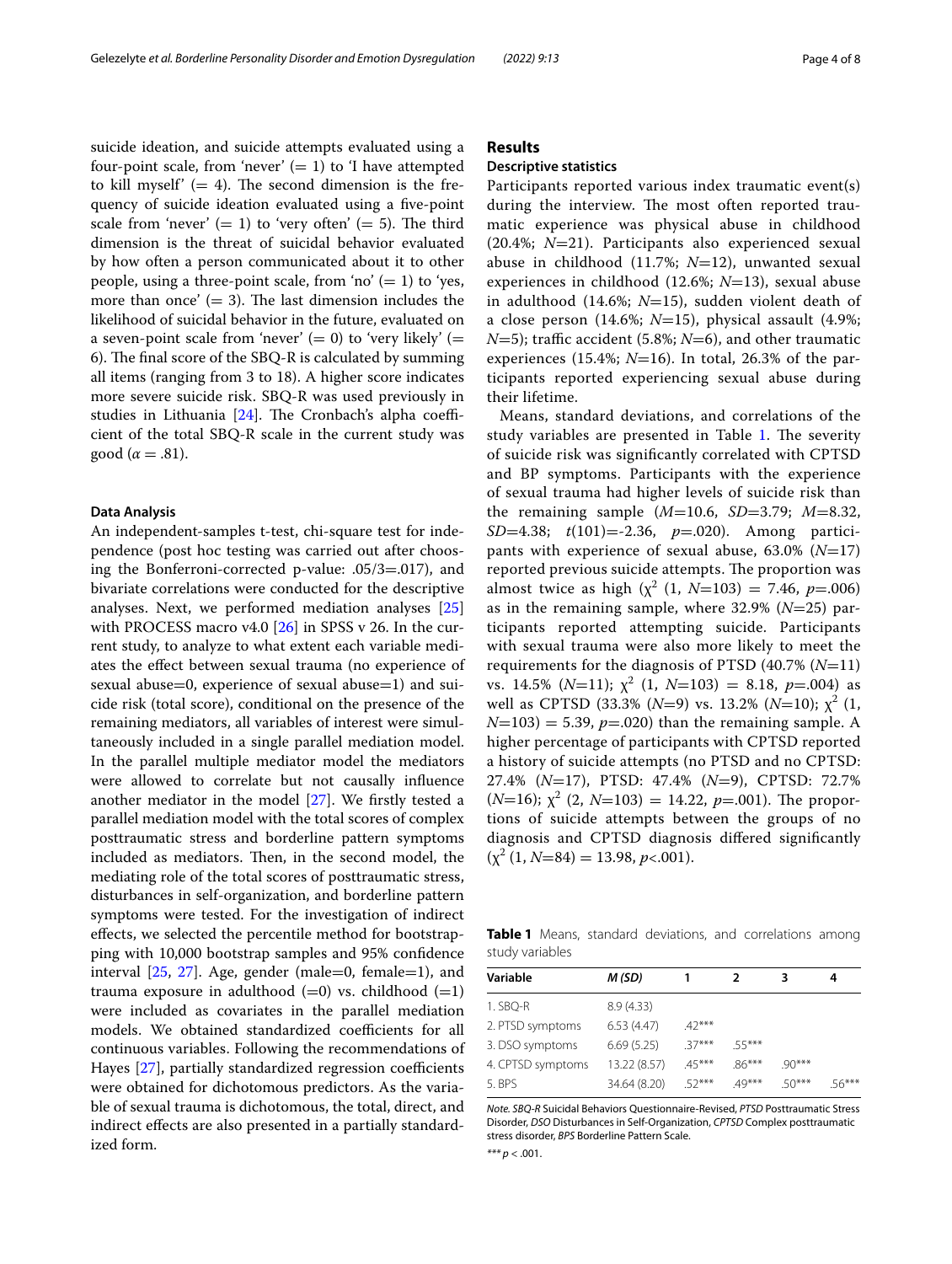suicide ideation, and suicide attempts evaluated using a four-point scale, from 'never' (= 1) to 'I have attempted to kill myself' (= 4). The second dimension is the frequency of suicide ideation evaluated using a five-point scale from 'never' (= 1) to 'very often' (= 5). The third dimension is the threat of suicidal behavior evaluated by how often a person communicated about it to other people, using a three-point scale, from 'no' (= 1) to 'yes, more than once' (= 3). The last dimension includes the likelihood of suicidal behavior in the future, evaluated on a seven-point scale from 'never' (= 0) to 'very likely' (= 6). The final score of the SBQ-R is calculated by summing all items (ranging from 3 to 18). A higher score indicates more severe suicide risk. SBQ-R was used previously in studies in Lithuania [24]. The Cronbach's alpha coefficient of the total SBQ-R scale in the current study was good ($\alpha = .81$).

#### Data Analysis

An independent-samples t-test, chi-square test for independence (post hoc testing was carried out after choosing the Bonferroni-corrected p-value: .05/3=.017), and bivariate correlations were conducted for the descriptive analyses. Next, we performed mediation analyses [25] with PROCESS macro v4.0 [26] in SPSS v 26. In the current study, to analyze to what extent each variable mediates the effect between sexual trauma (no experience of sexual abuse=0, experience of sexual abuse=1) and suicide risk (total score), conditional on the presence of the remaining mediators, all variables of interest were simultaneously included in a single parallel mediation model. In the parallel multiple mediator model the mediators were allowed to correlate but not causally influence another mediator in the model [27]. We firstly tested a parallel mediation model with the total scores of complex posttraumatic stress and borderline pattern symptoms included as mediators. Then, in the second model, the mediating role of the total scores of posttraumatic stress, disturbances in self-organization, and borderline pattern symptoms were tested. For the investigation of indirect effects, we selected the percentile method for bootstrapping with 10,000 bootstrap samples and 95% confidence interval [25, 27]. Age, gender (male=0, female=1), and trauma exposure in adulthood (=0) vs. childhood (=1) were included as covariates in the parallel mediation models. We obtained standardized coefficients for all continuous variables. Following the recommendations of Hayes [27], partially standardized regression coefficients were obtained for dichotomous predictors. As the variable of sexual trauma is dichotomous, the total, direct, and indirect effects are also presented in a partially standardized form.

## Results

### Descriptive statistics

Participants reported various index traumatic event(s) during the interview. The most often reported traumatic experience was physical abuse in childhood (20.4%; $N$=21). Participants also experienced sexual abuse in childhood (11.7%; $N$=12), unwanted sexual experiences in childhood (12.6%; $N$=13), sexual abuse in adulthood (14.6%; $N$=15), sudden violent death of a close person (14.6%; $N$=15), physical assault (4.9%; $N$=5); traffic accident (5.8%; $N$=6), and other traumatic experiences (15.4%; $N$=16). In total, 26.3% of the participants reported experiencing sexual abuse during their lifetime.

Means, standard deviations, and correlations of the study variables are presented in Table 1. The severity of suicide risk was significantly correlated with CPTSD and BP symptoms. Participants with the experience of sexual trauma had higher levels of suicide risk than the remaining sample ($M$=10.6, $SD$=3.79; $M$=8.32, $SD$=4.38; $t(101)$=-2.36, $p$=.020). Among participants with experience of sexual abuse, 63.0% ($N$=17) reported previous suicide attempts. The proportion was almost twice as high ($\chi^2$ (1, $N$=103) = 7.46, $p$=.006) as in the remaining sample, where 32.9% ($N$=25) participants reported attempting suicide. Participants with sexual trauma were also more likely to meet the requirements for the diagnosis of PTSD (40.7% ($N$=11) vs. 14.5% ($N$=11); $\chi^2$ (1, $N$=103) = 8.18, $p$=.004) as well as CPTSD (33.3% ($N$=9) vs. 13.2% ($N$=10); $\chi^2$ (1, $N$=103) = 5.39, $p$=.020) than the remaining sample. A higher percentage of participants with CPTSD reported a history of suicide attempts (no PTSD and no CPTSD: 27.4% ($N$=17), PTSD: 47.4% ($N$=9), CPTSD: 72.7% ($N$=16); $\chi^2$ (2, $N$=103) = 14.22, $p$=.001). The proportions of suicide attempts between the groups of no diagnosis and CPTSD diagnosis differed significantly ($\chi^2$ (1, $N$=84) = 13.98, $p$<.001).

**Table 1** Means, standard deviations, and correlations among study variables

| Variable | *M (SD)* | 1 | 2 | 3 | 4 |
|---|---|---|---|---|---|
| 1. SBQ-R | 8.9 (4.33) | | | | |
| 2. PTSD symptoms | 6.53 (4.47) | .42*** | | | |
| 3. DSO symptoms | 6.69 (5.25) | .37*** | .55*** | | |
| 4. CPTSD symptoms | 13.22 (8.57) | .45*** | .86*** | .90*** | |
| 5. BPS | 34.64 (8.20) | .52*** | .49*** | .50*** | .56*** |

*Note. SBQ-R* Suicidal Behaviors Questionnaire-Revised, *PTSD* Posttraumatic Stress Disorder, *DSO* Disturbances in Self-Organization, *CPTSD* Complex posttraumatic stress disorder, *BPS* Borderline Pattern Scale.

*** $p$ < .001.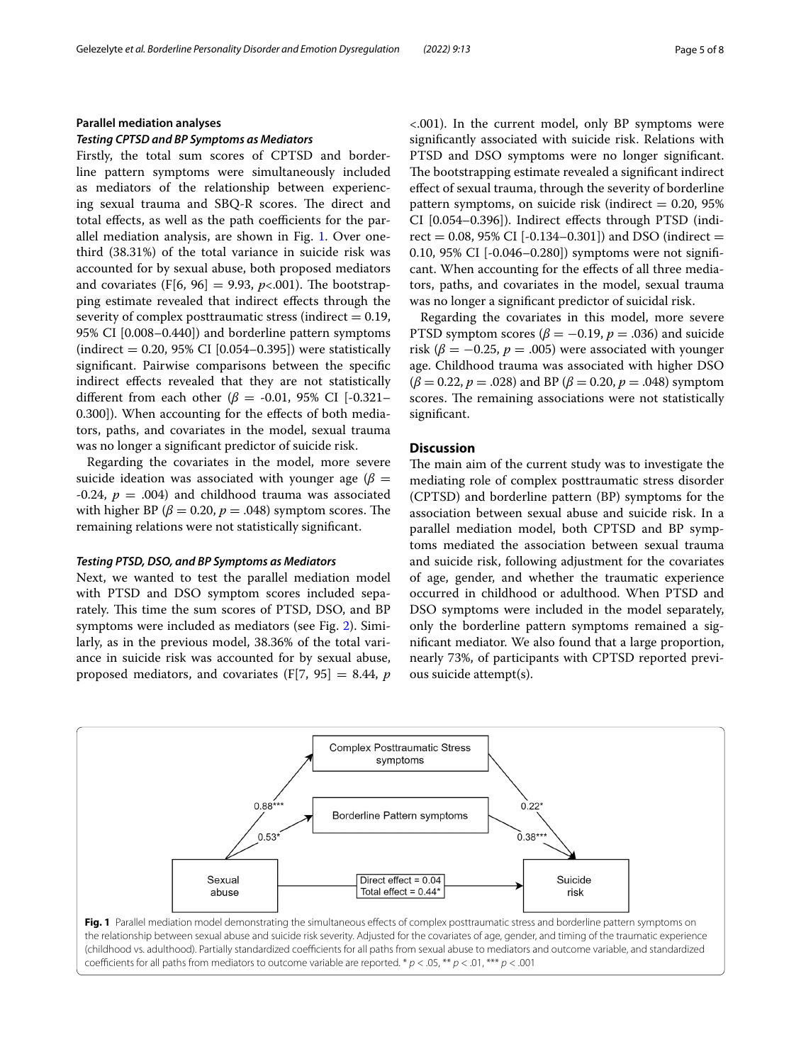### Parallel mediation analyses

#### *Testing CPTSD and BP Symptoms as Mediators*

Firstly, the total sum scores of CPTSD and borderline pattern symptoms were simultaneously included as mediators of the relationship between experiencing sexual trauma and SBQ-R scores. The direct and total effects, as well as the path coefficients for the parallel mediation analysis, are shown in Fig. 1. Over one-third (38.31%) of the total variance in suicide risk was accounted for by sexual abuse, both proposed mediators and covariates ($F[6, 96] = 9.93$, $p<.001$). The bootstrapping estimate revealed that indirect effects through the severity of complex posttraumatic stress (indirect = 0.19, 95% CI [0.008–0.440]) and borderline pattern symptoms (indirect = 0.20, 95% CI [0.054–0.395]) were statistically significant. Pairwise comparisons between the specific indirect effects revealed that they are not statistically different from each other ($\beta$ = -0.01, 95% CI [-0.321–0.300]). When accounting for the effects of both mediators, paths, and covariates in the model, sexual trauma was no longer a significant predictor of suicide risk.

Regarding the covariates in the model, more severe suicide ideation was associated with younger age ($\beta$ = -0.24, $p$ = .004) and childhood trauma was associated with higher BP ($\beta = 0.20$, $p = .048$) symptom scores. The remaining relations were not statistically significant.

#### *Testing PTSD, DSO, and BP Symptoms as Mediators*

Next, we wanted to test the parallel mediation model with PTSD and DSO symptom scores included separately. This time the sum scores of PTSD, DSO, and BP symptoms were included as mediators (see Fig. 2). Similarly, as in the previous model, 38.36% of the total variance in suicide risk was accounted for by sexual abuse, proposed mediators, and covariates ($F[7, 95] = 8.44$, $p$ <.001). In the current model, only BP symptoms were significantly associated with suicide risk. Relations with PTSD and DSO symptoms were no longer significant. The bootstrapping estimate revealed a significant indirect effect of sexual trauma, through the severity of borderline pattern symptoms, on suicide risk (indirect = 0.20, 95% CI [0.054–0.396]). Indirect effects through PTSD (indirect = 0.08, 95% CI [-0.134–0.301]) and DSO (indirect = 0.10, 95% CI [-0.046–0.280]) symptoms were not significant. When accounting for the effects of all three mediators, paths, and covariates in the model, sexual trauma was no longer a significant predictor of suicidal risk.

Regarding the covariates in this model, more severe PTSD symptom scores ($\beta = -0.19$, $p = .036$) and suicide risk ($\beta = -0.25$, $p = .005$) were associated with younger age. Childhood trauma was associated with higher DSO ($\beta = 0.22$, $p = .028$) and BP ($\beta = 0.20$, $p = .048$) symptom scores. The remaining associations were not statistically significant.

## Discussion

The main aim of the current study was to investigate the mediating role of complex posttraumatic stress disorder (CPTSD) and borderline pattern (BP) symptoms for the association between sexual abuse and suicide risk. In a parallel mediation model, both CPTSD and BP symptoms mediated the association between sexual trauma and suicide risk, following adjustment for the covariates of age, gender, and whether the traumatic experience occurred in childhood or adulthood. When PTSD and DSO symptoms were included in the model separately, only the borderline pattern symptoms remained a significant mediator. We also found that a large proportion, nearly 73%, of participants with CPTSD reported previous suicide attempt(s).

Complex Posttraumatic Stress symptoms

Borderline Pattern symptoms

Sexual abuse

Suicide risk

0.88***

0.53*

0.22*

0.38***

Direct effect = 0.04
Total effect = 0.44*

**Fig. 1** Parallel mediation model demonstrating the simultaneous effects of complex posttraumatic stress and borderline pattern symptoms on the relationship between sexual abuse and suicide risk severity. Adjusted for the covariates of age, gender, and timing of the traumatic experience (childhood vs. adulthood). Partially standardized coefficients for all paths from sexual abuse to mediators and outcome variable, and standardized coefficients for all paths from mediators to outcome variable are reported. * $p < .05$, ** $p < .01$, *** $p < .001$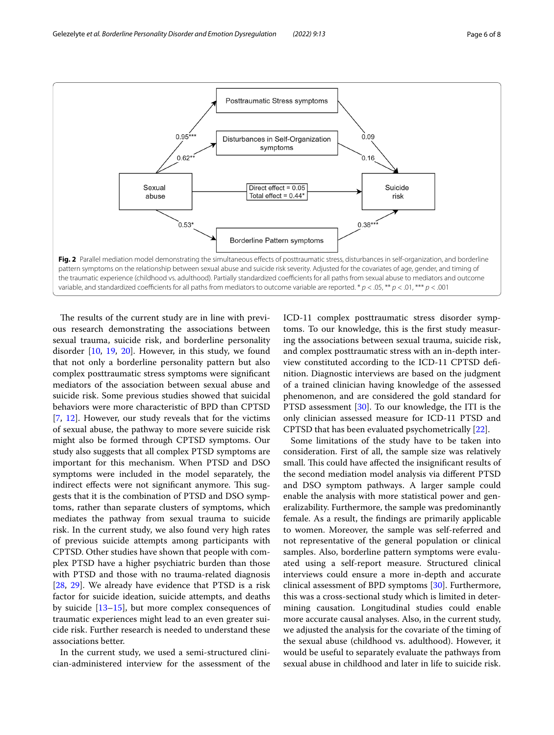Fig. 2 Parallel mediation model demonstrating the simultaneous effects of posttraumatic stress, disturbances in self-organization, and borderline pattern symptoms on the relationship between sexual abuse and suicide risk severity. Adjusted for the covariates of age, gender, and timing of the traumatic experience (childhood vs. adulthood). Partially standardized coefficients for all paths from sexual abuse to mediators and outcome variable, and standardized coefficients for all paths from mediators to outcome variable are reported. * $p < .05$, ** $p < .01$, *** $p < .001$

The results of the current study are in line with previous research demonstrating the associations between sexual trauma, suicide risk, and borderline personality disorder [10, 19, 20]. However, in this study, we found that not only a borderline personality pattern but also complex posttraumatic stress symptoms were significant mediators of the association between sexual abuse and suicide risk. Some previous studies showed that suicidal behaviors were more characteristic of BPD than CPTSD [7, 12]. However, our study reveals that for the victims of sexual abuse, the pathway to more severe suicide risk might also be formed through CPTSD symptoms. Our study also suggests that all complex PTSD symptoms are important for this mechanism. When PTSD and DSO symptoms were included in the model separately, the indirect effects were not significant anymore. This suggests that it is the combination of PTSD and DSO symptoms, rather than separate clusters of symptoms, which mediates the pathway from sexual trauma to suicide risk. In the current study, we also found very high rates of previous suicide attempts among participants with CPTSD. Other studies have shown that people with complex PTSD have a higher psychiatric burden than those with PTSD and those with no trauma-related diagnosis [28, 29]. We already have evidence that PTSD is a risk factor for suicide ideation, suicide attempts, and deaths by suicide [13–15], but more complex consequences of traumatic experiences might lead to an even greater suicide risk. Further research is needed to understand these associations better.

In the current study, we used a semi-structured clinician-administered interview for the assessment of the ICD-11 complex posttraumatic stress disorder symptoms. To our knowledge, this is the first study measuring the associations between sexual trauma, suicide risk, and complex posttraumatic stress with an in-depth interview constituted according to the ICD-11 CPTSD definition. Diagnostic interviews are based on the judgment of a trained clinician having knowledge of the assessed phenomenon, and are considered the gold standard for PTSD assessment [30]. To our knowledge, the ITI is the only clinician assessed measure for ICD-11 PTSD and CPTSD that has been evaluated psychometrically [22].

Some limitations of the study have to be taken into consideration. First of all, the sample size was relatively small. This could have affected the insignificant results of the second mediation model analysis via different PTSD and DSO symptom pathways. A larger sample could enable the analysis with more statistical power and generalizability. Furthermore, the sample was predominantly female. As a result, the findings are primarily applicable to women. Moreover, the sample was self-referred and not representative of the general population or clinical samples. Also, borderline pattern symptoms were evaluated using a self-report measure. Structured clinical interviews could ensure a more in-depth and accurate clinical assessment of BPD symptoms [30]. Furthermore, this was a cross-sectional study which is limited in determining causation. Longitudinal studies could enable more accurate causal analyses. Also, in the current study, we adjusted the analysis for the covariate of the timing of the sexual abuse (childhood vs. adulthood). However, it would be useful to separately evaluate the pathways from sexual abuse in childhood and later in life to suicide risk.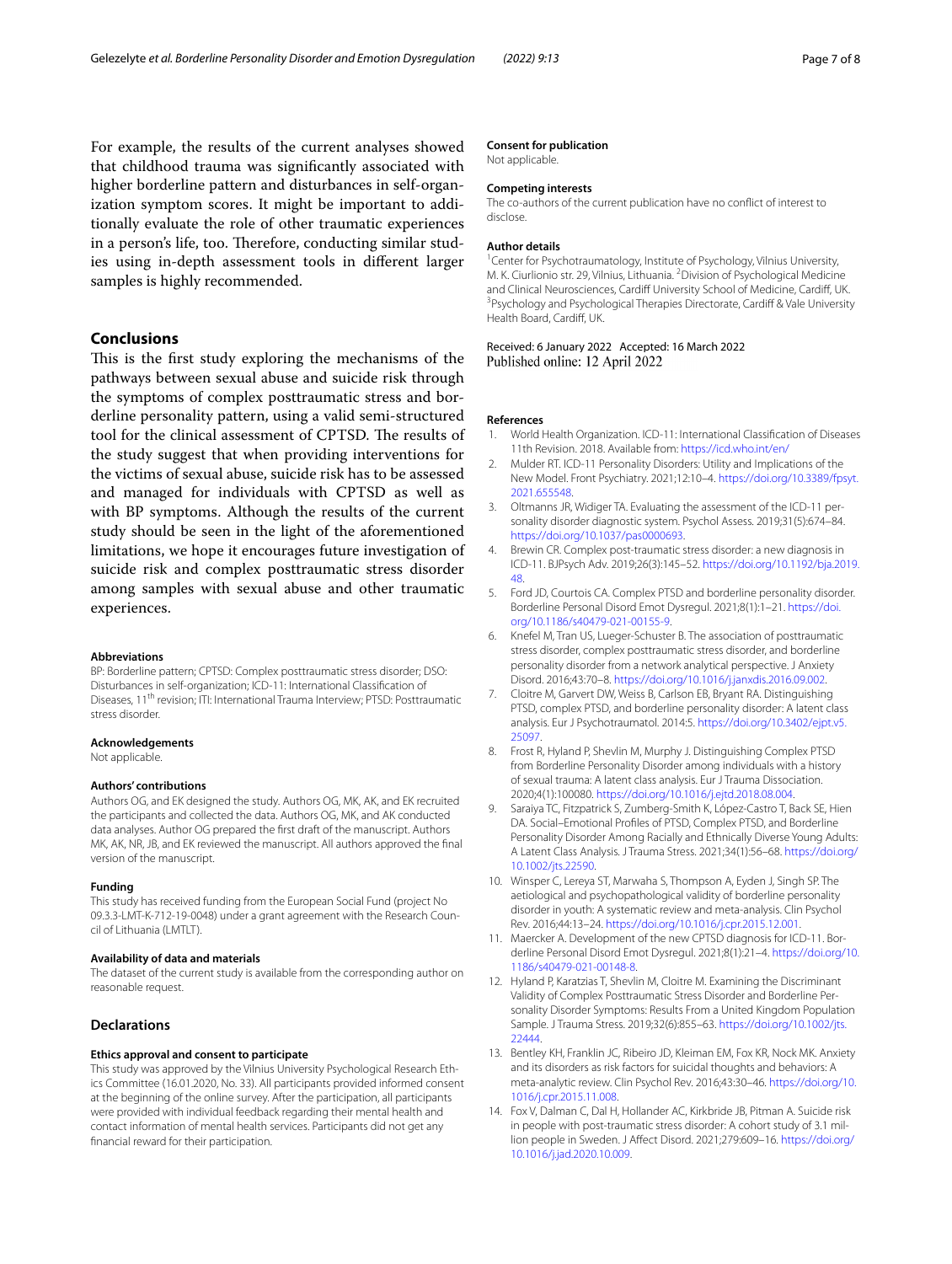For example, the results of the current analyses showed that childhood trauma was significantly associated with higher borderline pattern and disturbances in self-organization symptom scores. It might be important to additionally evaluate the role of other traumatic experiences in a person's life, too. Therefore, conducting similar studies using in-depth assessment tools in different larger samples is highly recommended.

## Conclusions

This is the first study exploring the mechanisms of the pathways between sexual abuse and suicide risk through the symptoms of complex posttraumatic stress and borderline personality pattern, using a valid semi-structured tool for the clinical assessment of CPTSD. The results of the study suggest that when providing interventions for the victims of sexual abuse, suicide risk has to be assessed and managed for individuals with CPTSD as well as with BP symptoms. Although the results of the current study should be seen in the light of the aforementioned limitations, we hope it encourages future investigation of suicide risk and complex posttraumatic stress disorder among samples with sexual abuse and other traumatic experiences.

#### Abbreviations

BP: Borderline pattern; CPTSD: Complex posttraumatic stress disorder; DSO: Disturbances in self-organization; ICD-11: International Classification of Diseases, 11th revision; ITI: International Trauma Interview; PTSD: Posttraumatic stress disorder.

#### Acknowledgements

Not applicable.

#### Authors' contributions

Authors OG, and EK designed the study. Authors OG, MK, AK, and EK recruited the participants and collected the data. Authors OG, MK, and AK conducted data analyses. Author OG prepared the first draft of the manuscript. Authors MK, AK, NR, JB, and EK reviewed the manuscript. All authors approved the final version of the manuscript.

#### Funding

This study has received funding from the European Social Fund (project No 09.3.3-LMT-K-712-19-0048) under a grant agreement with the Research Council of Lithuania (LMTLT).

#### Availability of data and materials

The dataset of the current study is available from the corresponding author on reasonable request.

## Declarations

#### Ethics approval and consent to participate

This study was approved by the Vilnius University Psychological Research Ethics Committee (16.01.2020, No. 33). All participants provided informed consent at the beginning of the online survey. After the participation, all participants were provided with individual feedback regarding their mental health and contact information of mental health services. Participants did not get any financial reward for their participation.

#### Consent for publication

Not applicable.

#### Competing interests

The co-authors of the current publication have no conflict of interest to disclose.

#### Author details

[1]Center for Psychotraumatology, Institute of Psychology, Vilnius University, M. K. Ciurlionio str. 29, Vilnius, Lithuania. [2]Division of Psychological Medicine and Clinical Neurosciences, Cardiff University School of Medicine, Cardiff, UK. [3]Psychology and Psychological Therapies Directorate, Cardiff & Vale University Health Board, Cardiff, UK.

Received: 6 January 2022 Accepted: 16 March 2022
Published online: 12 April 2022

#### References

1. World Health Organization. ICD-11: International Classification of Diseases 11th Revision. 2018. Available from: https://icd.who.int/en/
2. Mulder RT. ICD-11 Personality Disorders: Utility and Implications of the New Model. Front Psychiatry. 2021;12:10–4. https://doi.org/10.3389/fpsyt.2021.655548.
3. Oltmanns JR, Widiger TA. Evaluating the assessment of the ICD-11 personality disorder diagnostic system. Psychol Assess. 2019;31(5):674–84. https://doi.org/10.1037/pas0000693.
4. Brewin CR. Complex post-traumatic stress disorder: a new diagnosis in ICD-11. BJPsych Adv. 2019;26(3):145–52. https://doi.org/10.1192/bja.2019.48.
5. Ford JD, Courtois CA. Complex PTSD and borderline personality disorder. Borderline Personal Disord Emot Dysregul. 2021;8(1):1–21. https://doi.org/10.1186/s40479-021-00155-9.
6. Knefel M, Tran US, Lueger-Schuster B. The association of posttraumatic stress disorder, complex posttraumatic stress disorder, and borderline personality disorder from a network analytical perspective. J Anxiety Disord. 2016;43:70–8. https://doi.org/10.1016/j.janxdis.2016.09.002.
7. Cloitre M, Garvert DW, Weiss B, Carlson EB, Bryant RA. Distinguishing PTSD, complex PTSD, and borderline personality disorder: A latent class analysis. Eur J Psychotraumatol. 2014:5. https://doi.org/10.3402/ejpt.v5.25097.
8. Frost R, Hyland P, Shevlin M, Murphy J. Distinguishing Complex PTSD from Borderline Personality Disorder among individuals with a history of sexual trauma: A latent class analysis. Eur J Trauma Dissociation. 2020;4(1):100080. https://doi.org/10.1016/j.ejtd.2018.08.004.
9. Saraiya TC, Fitzpatrick S, Zumberg-Smith K, López-Castro T, Back SE, Hien DA. Social–Emotional Profiles of PTSD, Complex PTSD, and Borderline Personality Disorder Among Racially and Ethnically Diverse Young Adults: A Latent Class Analysis. J Trauma Stress. 2021;34(1):56–68. https://doi.org/10.1002/jts.22590.
10. Winsper C, Lereya ST, Marwaha S, Thompson A, Eyden J, Singh SP. The aetiological and psychopathological validity of borderline personality disorder in youth: A systematic review and meta-analysis. Clin Psychol Rev. 2016;44:13–24. https://doi.org/10.1016/j.cpr.2015.12.001.
11. Maercker A. Development of the new CPTSD diagnosis for ICD-11. Borderline Personal Disord Emot Dysregul. 2021;8(1):21–4. https://doi.org/10.1186/s40479-021-00148-8.
12. Hyland P, Karatzias T, Shevlin M, Cloitre M. Examining the Discriminant Validity of Complex Posttraumatic Stress Disorder and Borderline Personality Disorder Symptoms: Results From a United Kingdom Population Sample. J Trauma Stress. 2019;32(6):855–63. https://doi.org/10.1002/jts.22444.
13. Bentley KH, Franklin JC, Ribeiro JD, Kleiman EM, Fox KR, Nock MK. Anxiety and its disorders as risk factors for suicidal thoughts and behaviors: A meta-analytic review. Clin Psychol Rev. 2016;43:30–46. https://doi.org/10.1016/j.cpr.2015.11.008.
14. Fox V, Dalman C, Dal H, Hollander AC, Kirkbride JB, Pitman A. Suicide risk in people with post-traumatic stress disorder: A cohort study of 3.1 million people in Sweden. J Affect Disord. 2021;279:609–16. https://doi.org/10.1016/j.jad.2020.10.009.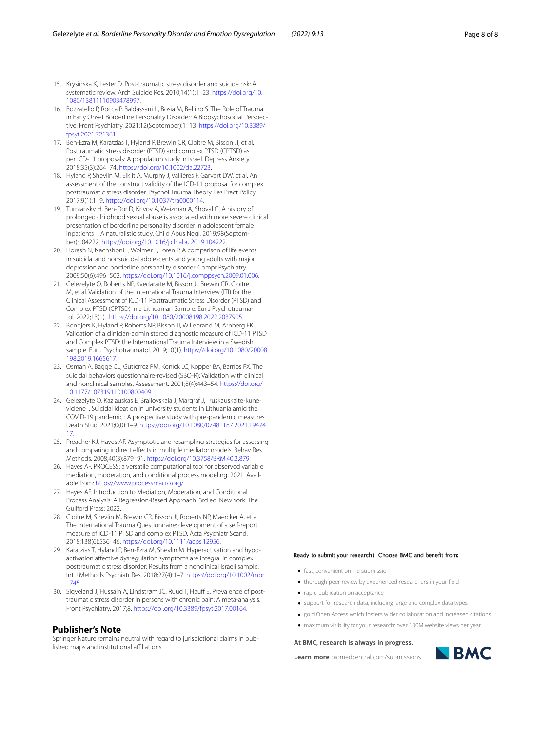15. Krysinska K, Lester D. Post-traumatic stress disorder and suicide risk: A systematic review. Arch Suicide Res. 2010;14(1):1–23. https://doi.org/10.1080/13811110903478997.
16. Bozzatello P, Rocca P, Baldassarri L, Bosia M, Bellino S. The Role of Trauma in Early Onset Borderline Personality Disorder: A Biopsychosocial Perspective. Front Psychiatry. 2021;12(September):1–13. https://doi.org/10.3389/fpsyt.2021.721361.
17. Ben-Ezra M, Karatzias T, Hyland P, Brewin CR, Cloitre M, Bisson JI, et al. Posttraumatic stress disorder (PTSD) and complex PTSD (CPTSD) as per ICD-11 proposals: A population study in Israel. Depress Anxiety. 2018;35(3):264–74. https://doi.org/10.1002/da.22723.
18. Hyland P, Shevlin M, Elklit A, Murphy J, Vallières F, Garvert DW, et al. An assessment of the construct validity of the ICD-11 proposal for complex posttraumatic stress disorder. Psychol Trauma Theory Res Pract Policy. 2017;9(1):1–9. https://doi.org/10.1037/tra0000114.
19. Turniansky H, Ben-Dor D, Krivoy A, Weizman A, Shoval G. A history of prolonged childhood sexual abuse is associated with more severe clinical presentation of borderline personality disorder in adolescent female inpatients – A naturalistic study. Child Abus Negl. 2019;98(September):104222. https://doi.org/10.1016/j.chiabu.2019.104222.
20. Horesh N, Nachshoni T, Wolmer L, Toren P. A comparison of life events in suicidal and nonsuicidal adolescents and young adults with major depression and borderline personality disorder. Compr Psychiatry. 2009;50(6):496–502. https://doi.org/10.1016/j.comppsych.2009.01.006.
21. Gelezelyte O, Roberts NP, Kvedaraite M, Bisson JI, Brewin CR, Cloitre M, et al. Validation of the International Trauma Interview (ITI) for the Clinical Assessment of ICD-11 Posttraumatic Stress Disorder (PTSD) and Complex PTSD (CPTSD) in a Lithuanian Sample. Eur J Psychotraumatol. 2022;13(1). https://doi.org/10.1080/20008198.2022.2037905.
22. Bondjers K, Hyland P, Roberts NP, Bisson JI, Willebrand M, Arnberg FK. Validation of a clinician-administered diagnostic measure of ICD-11 PTSD and Complex PTSD: the International Trauma Interview in a Swedish sample. Eur J Psychotraumatol. 2019;10(1). https://doi.org/10.1080/20008198.2019.1665617.
23. Osman A, Bagge CL, Gutierrez PM, Konick LC, Kopper BA, Barrios FX. The suicidal behaviors questionnaire-revised (SBQ-R): Validation with clinical and nonclinical samples. Assessment. 2001;8(4):443–54. https://doi.org/10.1177/107319110100800409.
24. Gelezelyte O, Kazlauskas E, Brailovskaia J, Margraf J, Truskauskaite-kuneviciene I. Suicidal ideation in university students in Lithuania amid the COVID-19 pandemic : A prospective study with pre-pandemic measures. Death Stud. 2021;0(0):1–9. https://doi.org/10.1080/07481187.2021.1947417.
25. Preacher KJ, Hayes AF. Asymptotic and resampling strategies for assessing and comparing indirect effects in multiple mediator models. Behav Res Methods. 2008;40(3):879–91. https://doi.org/10.3758/BRM.40.3.879.
26. Hayes AF. PROCESS: a versatile computational tool for observed variable mediation, moderation, and conditional process modeling. 2021. Available from: https://www.processmacro.org/
27. Hayes AF. Introduction to Mediation, Moderation, and Conditional Process Analysis: A Regression-Based Approach. 3rd ed. New York: The Guilford Press; 2022.
28. Cloitre M, Shevlin M, Brewin CR, Bisson JI, Roberts NP, Maercker A, et al. The International Trauma Questionnaire: development of a self-report measure of ICD-11 PTSD and complex PTSD. Acta Psychiatr Scand. 2018;138(6):536–46. https://doi.org/10.1111/acps.12956.
29. Karatzias T, Hyland P, Ben-Ezra M, Shevlin M. Hyperactivation and hypoactivation affective dysregulation symptoms are integral in complex posttraumatic stress disorder: Results from a nonclinical Israeli sample. Int J Methods Psychiatr Res. 2018;27(4):1–7. https://doi.org/10.1002/mpr.1745.
30. Siqveland J, Hussain A, Lindstrøm JC, Ruud T, Hauff E. Prevalence of posttraumatic stress disorder in persons with chronic pain: A meta-analysis. Front Psychiatry. 2017;8. https://doi.org/10.3389/fpsyt.2017.00164.

## Publisher's Note

Springer Nature remains neutral with regard to jurisdictional claims in published maps and institutional affiliations.

Ready to submit your research? Choose BMC and benefit from:

- fast, convenient online submission
- thorough peer review by experienced researchers in your field
- rapid publication on acceptance
- support for research data, including large and complex data types
- gold Open Access which fosters wider collaboration and increased citations
- maximum visibility for your research: over 100M website views per year

**At BMC, research is always in progress.**

**Learn more** biomedcentral.com/submissions

BMC